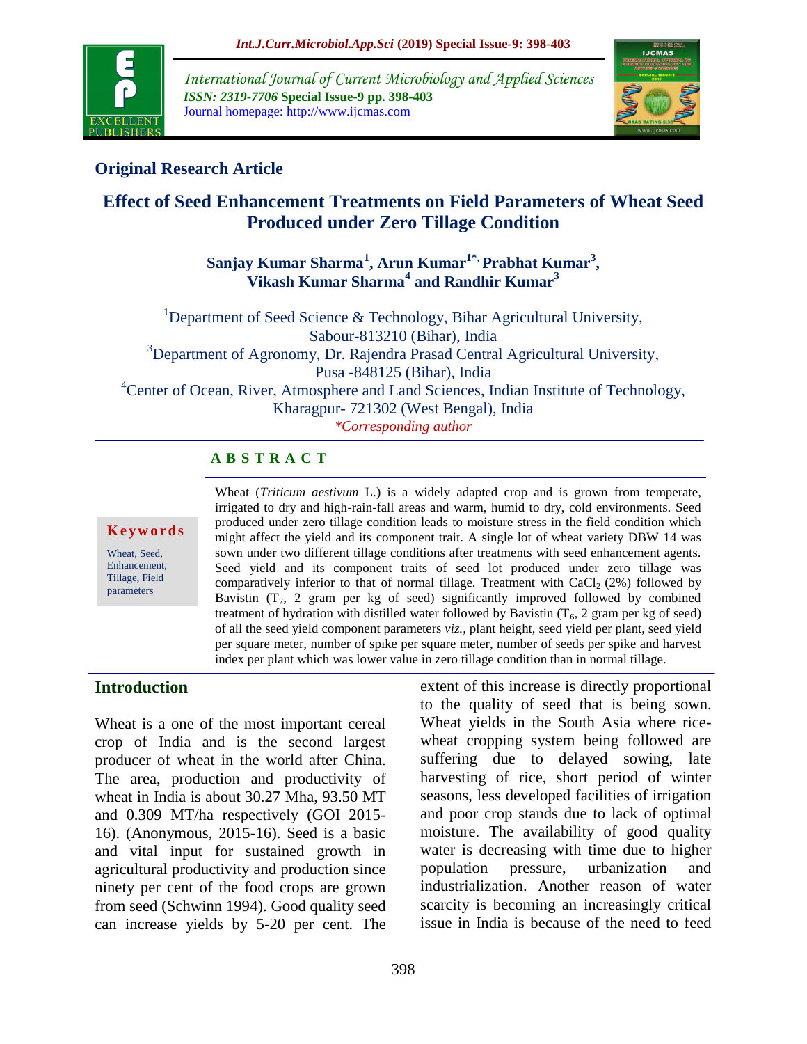## Original Research Article

# Effect of Seed Enhancement Treatments on Field Parameters of Wheat Seed Produced under Zero Tillage Condition

**Sanjay Kumar Sharma[1], Arun Kumar[1*], Prabhat Kumar[3], Vikash Kumar Sharma[4] and Randhir Kumar[3]**

[1]Department of Seed Science & Technology, Bihar Agricultural University, Sabour-813210 (Bihar), India

[3]Department of Agronomy, Dr. Rajendra Prasad Central Agricultural University, Pusa -848125 (Bihar), India

[4]Center of Ocean, River, Atmosphere and Land Sciences, Indian Institute of Technology, Kharagpur- 721302 (West Bengal), India

*Corresponding author

## ABSTRACT

**Keywords**

Wheat, Seed, Enhancement, Tillage, Field parameters

Wheat (*Triticum aestivum* L.) is a widely adapted crop and is grown from temperate, irrigated to dry and high-rain-fall areas and warm, humid to dry, cold environments. Seed produced under zero tillage condition leads to moisture stress in the field condition which might affect the yield and its component trait. A single lot of wheat variety DBW 14 was sown under two different tillage conditions after treatments with seed enhancement agents. Seed yield and its component traits of seed lot produced under zero tillage was comparatively inferior to that of normal tillage. Treatment with $CaCl_2$ (2%) followed by Bavistin ($T_7$, 2 gram per kg of seed) significantly improved followed by combined treatment of hydration with distilled water followed by Bavistin ($T_6$, 2 gram per kg of seed) of all the seed yield component parameters *viz.,* plant height, seed yield per plant, seed yield per square meter, number of spike per square meter, number of seeds per spike and harvest index per plant which was lower value in zero tillage condition than in normal tillage.

## Introduction

Wheat is a one of the most important cereal crop of India and is the second largest producer of wheat in the world after China. The area, production and productivity of wheat in India is about 30.27 Mha, 93.50 MT and 0.309 MT/ha respectively (GOI 2015-16). (Anonymous, 2015-16). Seed is a basic and vital input for sustained growth in agricultural productivity and production since ninety per cent of the food crops are grown from seed (Schwinn 1994). Good quality seed can increase yields by 5-20 per cent. The extent of this increase is directly proportional to the quality of seed that is being sown. Wheat yields in the South Asia where rice-wheat cropping system being followed are suffering due to delayed sowing, late harvesting of rice, short period of winter seasons, less developed facilities of irrigation and poor crop stands due to lack of optimal moisture. The availability of good quality water is decreasing with time due to higher population pressure, urbanization and industrialization. Another reason of water scarcity is becoming an increasingly critical issue in India is because of the need to feed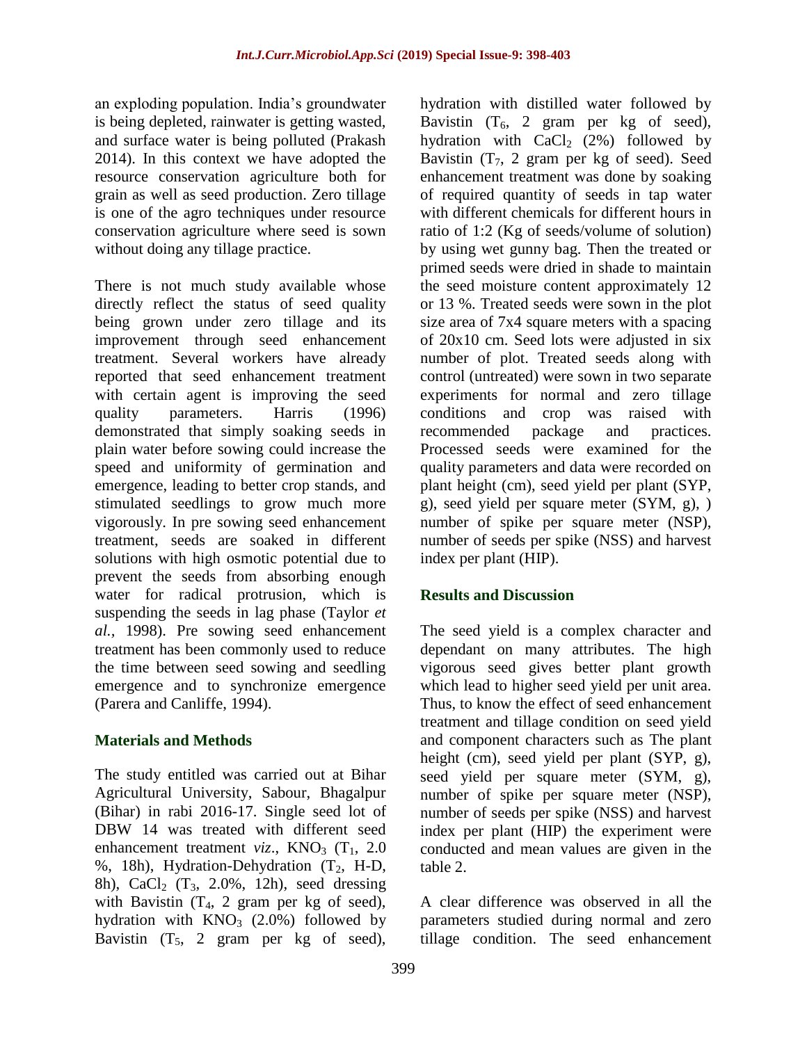an exploding population. India's groundwater is being depleted, rainwater is getting wasted, and surface water is being polluted (Prakash 2014). In this context we have adopted the resource conservation agriculture both for grain as well as seed production. Zero tillage is one of the agro techniques under resource conservation agriculture where seed is sown without doing any tillage practice.

There is not much study available whose directly reflect the status of seed quality being grown under zero tillage and its improvement through seed enhancement treatment. Several workers have already reported that seed enhancement treatment with certain agent is improving the seed quality parameters. Harris (1996) demonstrated that simply soaking seeds in plain water before sowing could increase the speed and uniformity of germination and emergence, leading to better crop stands, and stimulated seedlings to grow much more vigorously. In pre sowing seed enhancement treatment, seeds are soaked in different solutions with high osmotic potential due to prevent the seeds from absorbing enough water for radical protrusion, which is suspending the seeds in lag phase (Taylor *et al.,* 1998). Pre sowing seed enhancement treatment has been commonly used to reduce the time between seed sowing and seedling emergence and to synchronize emergence (Parera and Canliffe, 1994).

## Materials and Methods

The study entitled was carried out at Bihar Agricultural University, Sabour, Bhagalpur (Bihar) in rabi 2016-17. Single seed lot of DBW 14 was treated with different seed enhancement treatment *viz*., $KNO_3$ ($T_1$, 2.0 %, 18h), Hydration-Dehydration ($T_2$, H-D, 8h), $CaCl_2$ ($T_3$, 2.0%, 12h), seed dressing with Bavistin ($T_4$, 2 gram per kg of seed), hydration with $KNO_3$ (2.0%) followed by Bavistin ($T_5$, 2 gram per kg of seed), hydration with distilled water followed by Bavistin ($T_6$, 2 gram per kg of seed), hydration with $CaCl_2$ (2%) followed by Bavistin ($T_7$, 2 gram per kg of seed). Seed enhancement treatment was done by soaking of required quantity of seeds in tap water with different chemicals for different hours in ratio of 1:2 (Kg of seeds/volume of solution) by using wet gunny bag. Then the treated or primed seeds were dried in shade to maintain the seed moisture content approximately 12 or 13 %. Treated seeds were sown in the plot size area of 7x4 square meters with a spacing of 20x10 cm. Seed lots were adjusted in six number of plot. Treated seeds along with control (untreated) were sown in two separate experiments for normal and zero tillage conditions and crop was raised with recommended package and practices. Processed seeds were examined for the quality parameters and data were recorded on plant height (cm), seed yield per plant (SYP, g), seed yield per square meter (SYM, g), ) number of spike per square meter (NSP), number of seeds per spike (NSS) and harvest index per plant (HIP).

## Results and Discussion

The seed yield is a complex character and dependant on many attributes. The high vigorous seed gives better plant growth which lead to higher seed yield per unit area. Thus, to know the effect of seed enhancement treatment and tillage condition on seed yield and component characters such as The plant height (cm), seed yield per plant (SYP, g), seed yield per square meter (SYM, g), number of spike per square meter (NSP), number of seeds per spike (NSS) and harvest index per plant (HIP) the experiment were conducted and mean values are given in the table 2.

A clear difference was observed in all the parameters studied during normal and zero tillage condition. The seed enhancement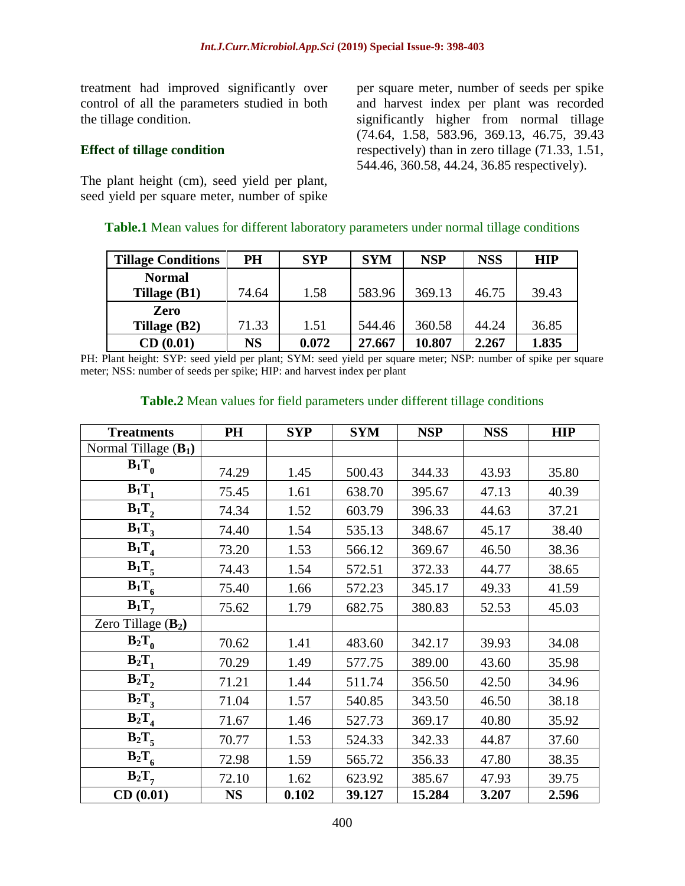treatment had improved significantly over control of all the parameters studied in both the tillage condition.

### Effect of tillage condition

The plant height (cm), seed yield per plant, seed yield per square meter, number of spike per square meter, number of seeds per spike and harvest index per plant was recorded significantly higher from normal tillage (74.64, 1.58, 583.96, 369.13, 46.75, 39.43 respectively) than in zero tillage (71.33, 1.51, 544.46, 360.58, 44.24, 36.85 respectively).

**Table.1** Mean values for different laboratory parameters under normal tillage conditions

| Tillage Conditions | PH | SYP | SYM | NSP | NSS | HIP |
|---|---|---|---|---|---|---|
| **Normal Tillage (B1)** | 74.64 | 1.58 | 583.96 | 369.13 | 46.75 | 39.43 |
| **Zero Tillage (B2)** | 71.33 | 1.51 | 544.46 | 360.58 | 44.24 | 36.85 |
| **CD (0.01)** | **NS** | **0.072** | **27.667** | **10.807** | **2.267** | **1.835** |

PH: Plant height: SYP: seed yield per plant; SYM: seed yield per square meter; NSP: number of spike per square meter; NSS: number of seeds per spike; HIP: and harvest index per plant

**Table.2** Mean values for field parameters under different tillage conditions

| Treatments | PH | SYP | SYM | NSP | NSS | HIP |
|---|---|---|---|---|---|---|
| Normal Tillage ($B_1$) | | | | | | |
| $B_1T_0$ | 74.29 | 1.45 | 500.43 | 344.33 | 43.93 | 35.80 |
| $B_1T_1$ | 75.45 | 1.61 | 638.70 | 395.67 | 47.13 | 40.39 |
| $B_1T_2$ | 74.34 | 1.52 | 603.79 | 396.33 | 44.63 | 37.21 |
| $B_1T_3$ | 74.40 | 1.54 | 535.13 | 348.67 | 45.17 | 38.40 |
| $B_1T_4$ | 73.20 | 1.53 | 566.12 | 369.67 | 46.50 | 38.36 |
| $B_1T_5$ | 74.43 | 1.54 | 572.51 | 372.33 | 44.77 | 38.65 |
| $B_1T_6$ | 75.40 | 1.66 | 572.23 | 345.17 | 49.33 | 41.59 |
| $B_1T_7$ | 75.62 | 1.79 | 682.75 | 380.83 | 52.53 | 45.03 |
| Zero Tillage ($B_2$) | | | | | | |
| $B_2T_0$ | 70.62 | 1.41 | 483.60 | 342.17 | 39.93 | 34.08 |
| $B_2T_1$ | 70.29 | 1.49 | 577.75 | 389.00 | 43.60 | 35.98 |
| $B_2T_2$ | 71.21 | 1.44 | 511.74 | 356.50 | 42.50 | 34.96 |
| $B_2T_3$ | 71.04 | 1.57 | 540.85 | 343.50 | 46.50 | 38.18 |
| $B_2T_4$ | 71.67 | 1.46 | 527.73 | 369.17 | 40.80 | 35.92 |
| $B_2T_5$ | 70.77 | 1.53 | 524.33 | 342.33 | 44.87 | 37.60 |
| $B_2T_6$ | 72.98 | 1.59 | 565.72 | 356.33 | 47.80 | 38.35 |
| $B_2T_7$ | 72.10 | 1.62 | 623.92 | 385.67 | 47.93 | 39.75 |
| **CD (0.01)** | **NS** | **0.102** | **39.127** | **15.284** | **3.207** | **2.596** |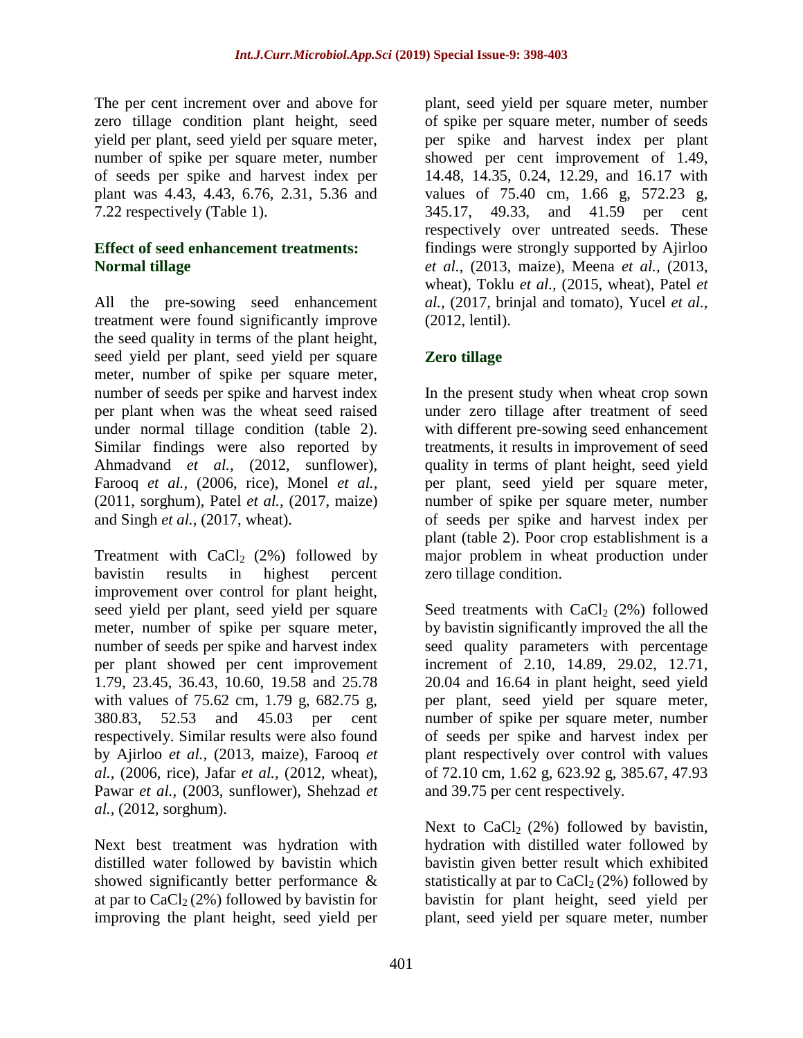The per cent increment over and above for zero tillage condition plant height, seed yield per plant, seed yield per square meter, number of spike per square meter, number of seeds per spike and harvest index per plant was 4.43, 4.43, 6.76, 2.31, 5.36 and 7.22 respectively (Table 1).

### Effect of seed enhancement treatments: Normal tillage

All the pre-sowing seed enhancement treatment were found significantly improve the seed quality in terms of the plant height, seed yield per plant, seed yield per square meter, number of spike per square meter, number of seeds per spike and harvest index per plant when was the wheat seed raised under normal tillage condition (table 2). Similar findings were also reported by Ahmadvand *et al.,* (2012, sunflower), Farooq *et al.,* (2006, rice), Monel *et al.,* (2011, sorghum), Patel *et al.,* (2017, maize) and Singh *et al.,* (2017, wheat).

Treatment with $CaCl_2$ (2%) followed by bavistin results in highest percent improvement over control for plant height, seed yield per plant, seed yield per square meter, number of spike per square meter, number of seeds per spike and harvest index per plant showed per cent improvement 1.79, 23.45, 36.43, 10.60, 19.58 and 25.78 with values of 75.62 cm, 1.79 g, 682.75 g, 380.83, 52.53 and 45.03 per cent respectively. Similar results were also found by Ajirloo *et al.,* (2013, maize), Farooq *et al.,* (2006, rice), Jafar *et al.,* (2012, wheat), Pawar *et al.,* (2003, sunflower), Shehzad *et al.,* (2012, sorghum).

Next best treatment was hydration with distilled water followed by bavistin which showed significantly better performance & at par to $CaCl_2$ (2%) followed by bavistin for improving the plant height, seed yield per plant, seed yield per square meter, number of spike per square meter, number of seeds per spike and harvest index per plant showed per cent improvement of 1.49, 14.48, 14.35, 0.24, 12.29, and 16.17 with values of 75.40 cm, 1.66 g, 572.23 g, 345.17, 49.33, and 41.59 per cent respectively over untreated seeds. These findings were strongly supported by Ajirloo *et al.,* (2013, maize), Meena *et al.,* (2013, wheat), Toklu *et al.,* (2015, wheat), Patel *et al.,* (2017, brinjal and tomato), Yucel *et al.,* (2012, lentil).

### Zero tillage

In the present study when wheat crop sown under zero tillage after treatment of seed with different pre-sowing seed enhancement treatments, it results in improvement of seed quality in terms of plant height, seed yield per plant, seed yield per square meter, number of spike per square meter, number of seeds per spike and harvest index per plant (table 2). Poor crop establishment is a major problem in wheat production under zero tillage condition.

Seed treatments with $CaCl_2$ (2%) followed by bavistin significantly improved the all the seed quality parameters with percentage increment of 2.10, 14.89, 29.02, 12.71, 20.04 and 16.64 in plant height, seed yield per plant, seed yield per square meter, number of spike per square meter, number of seeds per spike and harvest index per plant respectively over control with values of 72.10 cm, 1.62 g, 623.92 g, 385.67, 47.93 and 39.75 per cent respectively.

Next to $CaCl_2$ (2%) followed by bavistin, hydration with distilled water followed by bavistin given better result which exhibited statistically at par to $CaCl_2$ (2%) followed by bavistin for plant height, seed yield per plant, seed yield per square meter, number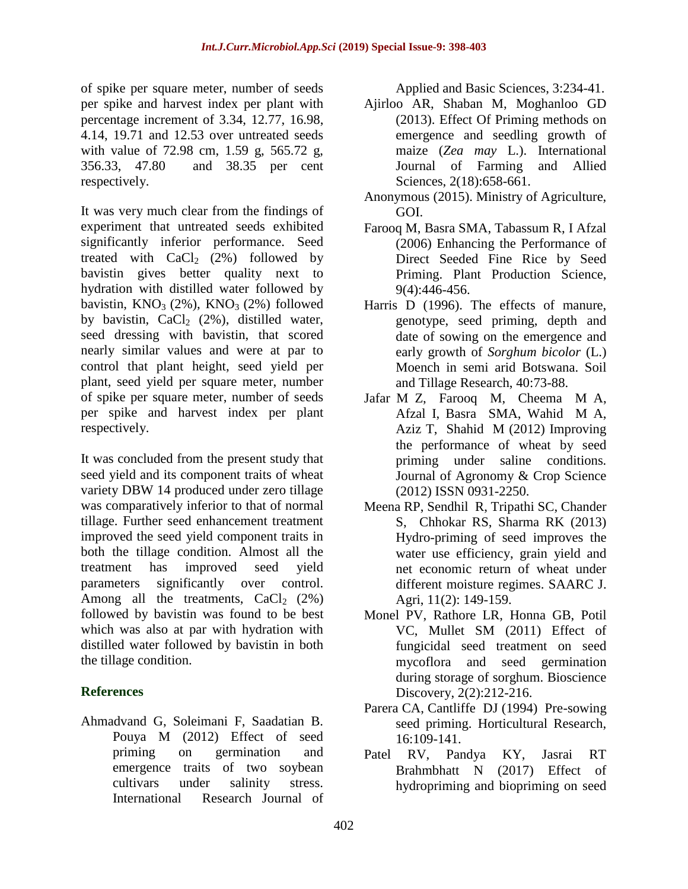of spike per square meter, number of seeds per spike and harvest index per plant with percentage increment of 3.34, 12.77, 16.98, 4.14, 19.71 and 12.53 over untreated seeds with value of 72.98 cm, 1.59 g, 565.72 g, 356.33, 47.80 and 38.35 per cent respectively.

It was very much clear from the findings of experiment that untreated seeds exhibited significantly inferior performance. Seed treated with $CaCl_2$ (2%) followed by bavistin gives better quality next to hydration with distilled water followed by bavistin, $KNO_3$ (2%), $KNO_3$ (2%) followed by bavistin, $CaCl_2$ (2%), distilled water, seed dressing with bavistin, that scored nearly similar values and were at par to control that plant height, seed yield per plant, seed yield per square meter, number of spike per square meter, number of seeds per spike and harvest index per plant respectively.

It was concluded from the present study that seed yield and its component traits of wheat variety DBW 14 produced under zero tillage was comparatively inferior to that of normal tillage. Further seed enhancement treatment improved the seed yield component traits in both the tillage condition. Almost all the treatment has improved seed yield parameters significantly over control. Among all the treatments, $CaCl_2$ (2%) followed by bavistin was found to be best which was also at par with hydration with distilled water followed by bavistin in both the tillage condition.

## References

Ahmadvand G, Soleimani F, Saadatian B. Pouya M (2012) Effect of seed priming on germination and emergence traits of two soybean cultivars under salinity stress. International Research Journal of Applied and Basic Sciences, 3:234-41.

Ajirloo AR, Shaban M, Moghanloo GD (2013). Effect Of Priming methods on emergence and seedling growth of maize (*Zea may* L.). International Journal of Farming and Allied Sciences, 2(18):658-661.

Anonymous (2015). Ministry of Agriculture, GOI.

Farooq M, Basra SMA, Tabassum R, I Afzal (2006) Enhancing the Performance of Direct Seeded Fine Rice by Seed Priming. Plant Production Science, 9(4):446-456.

Harris D (1996). The effects of manure, genotype, seed priming, depth and date of sowing on the emergence and early growth of *Sorghum bicolor* (L.) Moench in semi arid Botswana. Soil and Tillage Research, 40:73-88.

Jafar M Z, Farooq M, Cheema M A, Afzal I, Basra SMA, Wahid M A, Aziz T, Shahid M (2012) Improving the performance of wheat by seed priming under saline conditions. Journal of Agronomy & Crop Science (2012) ISSN 0931-2250.

Meena RP, Sendhil R, Tripathi SC, Chander S, Chhokar RS, Sharma RK (2013) Hydro-priming of seed improves the water use efficiency, grain yield and net economic return of wheat under different moisture regimes. SAARC J. Agri, 11(2): 149-159.

Monel PV, Rathore LR, Honna GB, Potil VC, Mullet SM (2011) Effect of fungicidal seed treatment on seed mycoflora and seed germination during storage of sorghum. Bioscience Discovery, 2(2):212-216.

Parera CA, Cantliffe DJ (1994) Pre-sowing seed priming. Horticultural Research, 16:109-141.

Patel RV, Pandya KY, Jasrai RT Brahmbhatt N (2017) Effect of hydropriming and biopriming on seed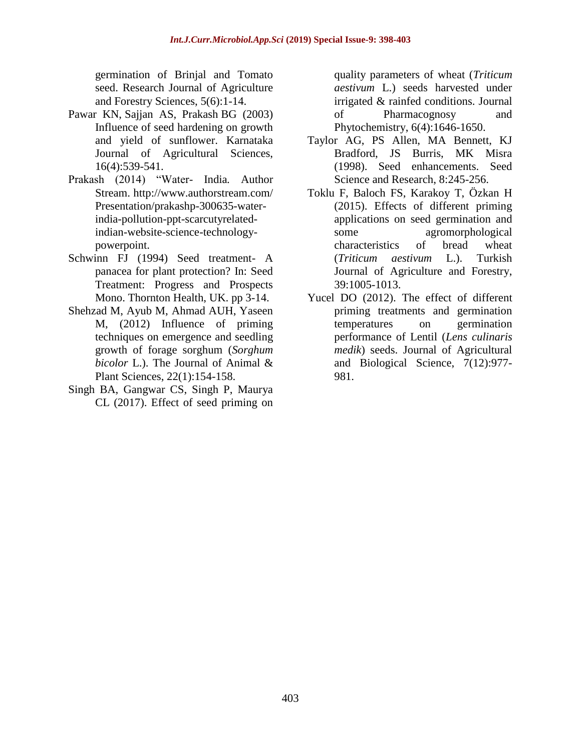germination of Brinjal and Tomato seed. Research Journal of Agriculture and Forestry Sciences, 5(6):1-14.

Pawar KN, Sajjan AS, Prakash BG (2003) Influence of seed hardening on growth and yield of sunflower. Karnataka Journal of Agricultural Sciences, 16(4):539-541.

Prakash (2014) "Water- India. Author Stream. http://www.authorstream.com/Presentation/prakashp-300635-water-india-pollution-ppt-scarcutyrelated-indian-website-science-technology-powerpoint.

Schwinn FJ (1994) Seed treatment- A panacea for plant protection? In: Seed Treatment: Progress and Prospects Mono. Thornton Health, UK. pp 3-14.

Shehzad M, Ayub M, Ahmad AUH, Yaseen M, (2012) Influence of priming techniques on emergence and seedling growth of forage sorghum (*Sorghum bicolor* L.). The Journal of Animal & Plant Sciences, 22(1):154-158.

Singh BA, Gangwar CS, Singh P, Maurya CL (2017). Effect of seed priming on quality parameters of wheat (*Triticum aestivum* L.) seeds harvested under irrigated & rainfed conditions. Journal of Pharmacognosy and Phytochemistry, 6(4):1646-1650.

Taylor AG, PS Allen, MA Bennett, KJ Bradford, JS Burris, MK Misra (1998). Seed enhancements. Seed Science and Research, 8:245-256.

Toklu F, Baloch FS, Karakoy T, Özkan H (2015). Effects of different priming applications on seed germination and some agromorphological characteristics of bread wheat (*Triticum aestivum* L.). Turkish Journal of Agriculture and Forestry, 39:1005-1013.

Yucel DO (2012). The effect of different priming treatments and germination temperatures on germination performance of Lentil (*Lens culinaris medik*) seeds. Journal of Agricultural and Biological Science, 7(12):977-981.